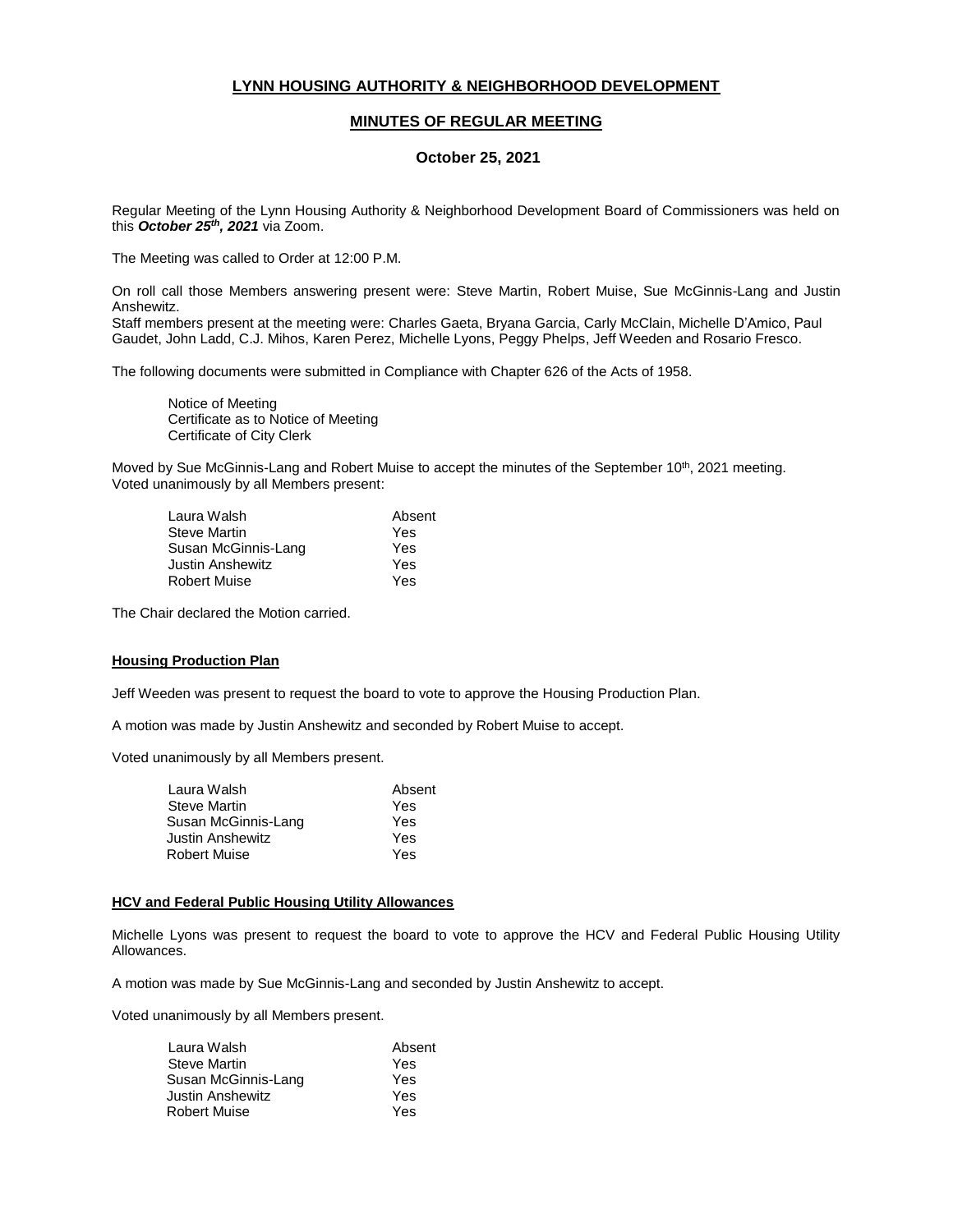# LYNN HOUSING AUTHORITY & NEIGHBORHOOD DEVELOPMENT

## MINUTES OF REGULAR MEETING

### October 25, 2021

Regular Meeting of the Lynn Housing Authority & Neighborhood Development Board of Commissioners was held on this ***October 25th, 2021*** via Zoom.

The Meeting was called to Order at 12:00 P.M.

On roll call those Members answering present were: Steve Martin, Robert Muise, Sue McGinnis-Lang and Justin Anshewitz.
Staff members present at the meeting were: Charles Gaeta, Bryana Garcia, Carly McClain, Michelle D'Amico, Paul Gaudet, John Ladd, C.J. Mihos, Karen Perez, Michelle Lyons, Peggy Phelps, Jeff Weeden and Rosario Fresco.

The following documents were submitted in Compliance with Chapter 626 of the Acts of 1958.

Notice of Meeting
Certificate as to Notice of Meeting
Certificate of City Clerk

Moved by Sue McGinnis-Lang and Robert Muise to accept the minutes of the September 10th, 2021 meeting.
Voted unanimously by all Members present:

| | |
|---|---|
| Laura Walsh | Absent |
| Steve Martin | Yes |
| Susan McGinnis-Lang | Yes |
| Justin Anshewitz | Yes |
| Robert Muise | Yes |

The Chair declared the Motion carried.

**Housing Production Plan**

Jeff Weeden was present to request the board to vote to approve the Housing Production Plan.

A motion was made by Justin Anshewitz and seconded by Robert Muise to accept.

Voted unanimously by all Members present.

| | |
|---|---|
| Laura Walsh | Absent |
| Steve Martin | Yes |
| Susan McGinnis-Lang | Yes |
| Justin Anshewitz | Yes |
| Robert Muise | Yes |

**HCV and Federal Public Housing Utility Allowances**

Michelle Lyons was present to request the board to vote to approve the HCV and Federal Public Housing Utility Allowances.

A motion was made by Sue McGinnis-Lang and seconded by Justin Anshewitz to accept.

Voted unanimously by all Members present.

| | |
|---|---|
| Laura Walsh | Absent |
| Steve Martin | Yes |
| Susan McGinnis-Lang | Yes |
| Justin Anshewitz | Yes |
| Robert Muise | Yes |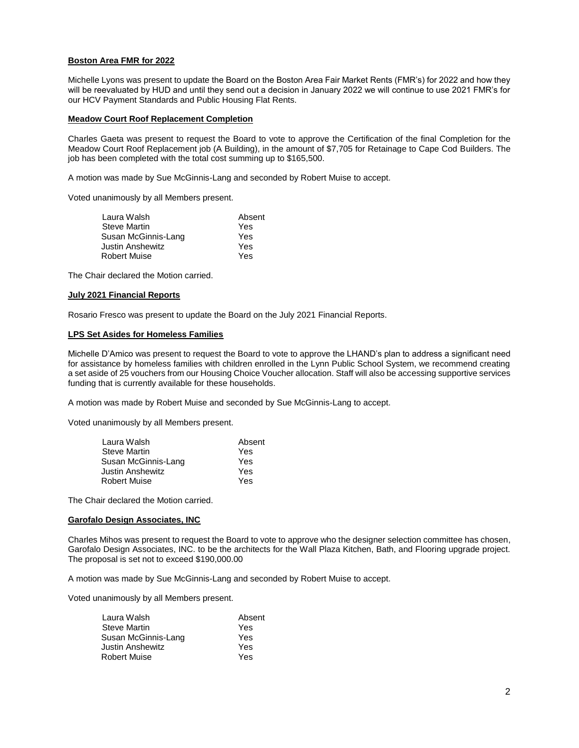**Boston Area FMR for 2022**

Michelle Lyons was present to update the Board on the Boston Area Fair Market Rents (FMR's) for 2022 and how they will be reevaluated by HUD and until they send out a decision in January 2022 we will continue to use 2021 FMR's for our HCV Payment Standards and Public Housing Flat Rents.

**Meadow Court Roof Replacement Completion**

Charles Gaeta was present to request the Board to vote to approve the Certification of the final Completion for the Meadow Court Roof Replacement job (A Building), in the amount of $7,705 for Retainage to Cape Cod Builders. The job has been completed with the total cost summing up to $165,500.

A motion was made by Sue McGinnis-Lang and seconded by Robert Muise to accept.

Voted unanimously by all Members present.

| | |
|---|---|
| Laura Walsh | Absent |
| Steve Martin | Yes |
| Susan McGinnis-Lang | Yes |
| Justin Anshewitz | Yes |
| Robert Muise | Yes |

The Chair declared the Motion carried.

**July 2021 Financial Reports**

Rosario Fresco was present to update the Board on the July 2021 Financial Reports.

**LPS Set Asides for Homeless Families**

Michelle D'Amico was present to request the Board to vote to approve the LHAND's plan to address a significant need for assistance by homeless families with children enrolled in the Lynn Public School System, we recommend creating a set aside of 25 vouchers from our Housing Choice Voucher allocation. Staff will also be accessing supportive services funding that is currently available for these households.

A motion was made by Robert Muise and seconded by Sue McGinnis-Lang to accept.

Voted unanimously by all Members present.

| | |
|---|---|
| Laura Walsh | Absent |
| Steve Martin | Yes |
| Susan McGinnis-Lang | Yes |
| Justin Anshewitz | Yes |
| Robert Muise | Yes |

The Chair declared the Motion carried.

**Garofalo Design Associates, INC**

Charles Mihos was present to request the Board to vote to approve who the designer selection committee has chosen, Garofalo Design Associates, INC. to be the architects for the Wall Plaza Kitchen, Bath, and Flooring upgrade project. The proposal is set not to exceed $190,000.00

A motion was made by Sue McGinnis-Lang and seconded by Robert Muise to accept.

Voted unanimously by all Members present.

| | |
|---|---|
| Laura Walsh | Absent |
| Steve Martin | Yes |
| Susan McGinnis-Lang | Yes |
| Justin Anshewitz | Yes |
| Robert Muise | Yes |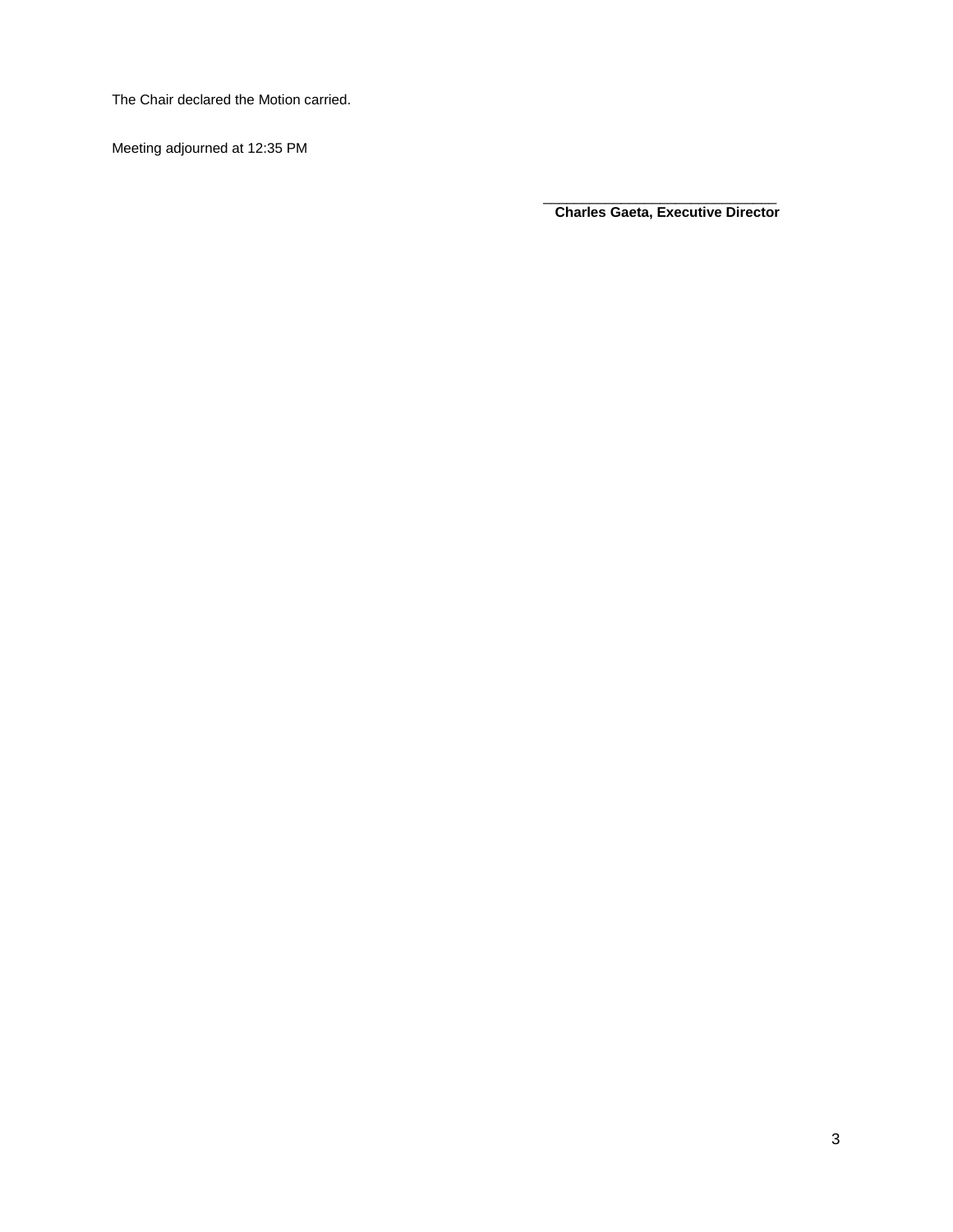The Chair declared the Motion carried.

Meeting adjourned at 12:35 PM

______________________________
**Charles Gaeta, Executive Director**